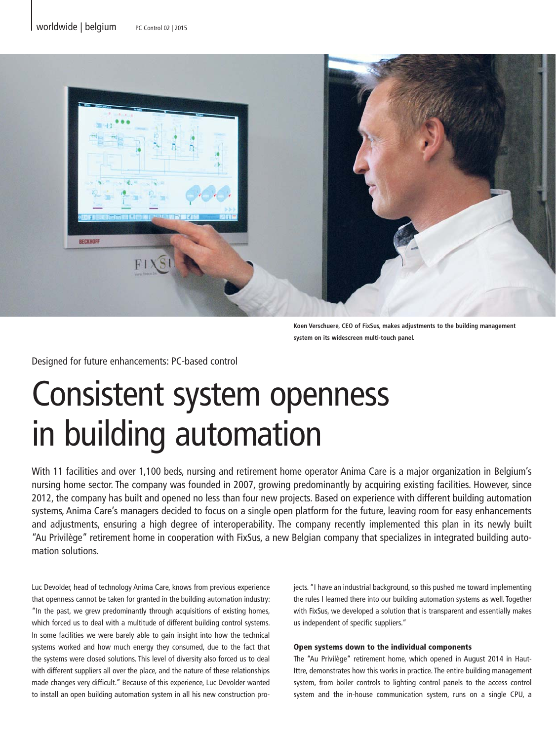Koen Verschuere, CEO of FixSus, makes adjustments to the building management system on its widescreen multi-touch panel.

Designed for future enhancements: PC-based control

# Consistent system openness in building automation

With 11 facilities and over 1,100 beds, nursing and retirement home operator Anima Care is a major organization in Belgium's nursing home sector. The company was founded in 2007, growing predominantly by acquiring existing facilities. However, since 2012, the company has built and opened no less than four new projects. Based on experience with different building automation systems, Anima Care's managers decided to focus on a single open platform for the future, leaving room for easy enhancements and adjustments, ensuring a high degree of interoperability. The company recently implemented this plan in its newly built "Au Privilège" retirement home in cooperation with FixSus, a new Belgian company that specializes in integrated building automation solutions.

Luc Devolder, head of technology Anima Care, knows from previous experience that openness cannot be taken for granted in the building automation industry: "In the past, we grew predominantly through acquisitions of existing homes, which forced us to deal with a multitude of different building control systems. In some facilities we were barely able to gain insight into how the technical systems worked and how much energy they consumed, due to the fact that the systems were closed solutions. This level of diversity also forced us to deal with different suppliers all over the place, and the nature of these relationships made changes very difficult." Because of this experience, Luc Devolder wanted to install an open building automation system in all his new construction projects. "I have an industrial background, so this pushed me toward implementing the rules I learned there into our building automation systems as well. Together with FixSus, we developed a solution that is transparent and essentially makes us independent of specific suppliers."

#### Open systems down to the individual components

The "Au Privilège" retirement home, which opened in August 2014 in Haut-Ittre, demonstrates how this works in practice. The entire building management system, from boiler controls to lighting control panels to the access control system and the in-house communication system, runs on a single CPU, a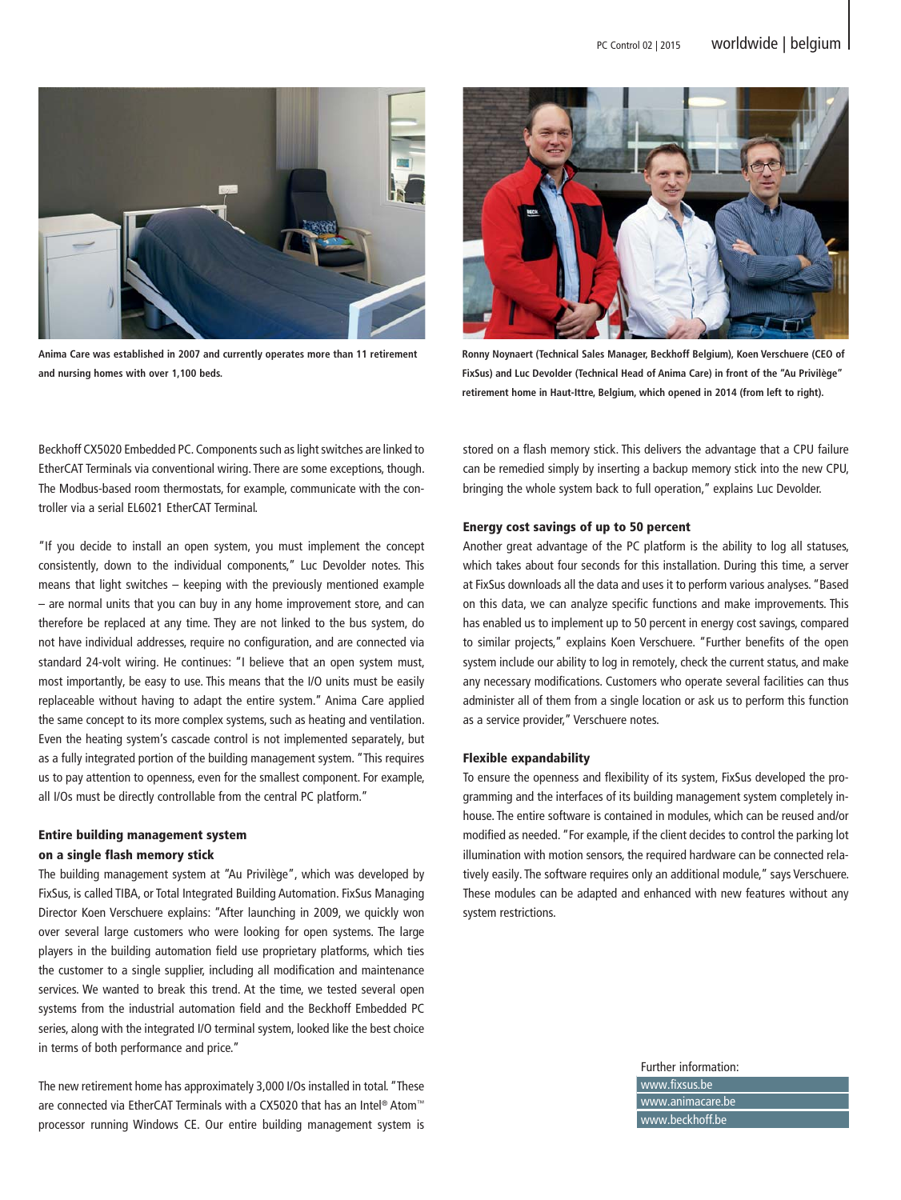Anima Care was established in 2007 and currently operates more than 11 retirement and nursing homes with over 1,100 beds.

Ronny Noynaert (Technical Sales Manager, Beckhoff Belgium), Koen Verschuere (CEO of FixSus) and Luc Devolder (Technical Head of Anima Care) in front of the "Au Privilège" retirement home in Haut-Ittre, Belgium, which opened in 2014 (from left to right).

Beckhoff CX5020 Embedded PC. Components such as light switches are linked to EtherCAT Terminals via conventional wiring. There are some exceptions, though. The Modbus-based room thermostats, for example, communicate with the controller via a serial EL6021 EtherCAT Terminal.

"If you decide to install an open system, you must implement the concept consistently, down to the individual components," Luc Devolder notes. This means that light switches – keeping with the previously mentioned example – are normal units that you can buy in any home improvement store, and can therefore be replaced at any time. They are not linked to the bus system, do not have individual addresses, require no configuration, and are connected via standard 24-volt wiring. He continues: "I believe that an open system must, most importantly, be easy to use. This means that the I/O units must be easily replaceable without having to adapt the entire system." Anima Care applied the same concept to its more complex systems, such as heating and ventilation. Even the heating system's cascade control is not implemented separately, but as a fully integrated portion of the building management system. "This requires us to pay attention to openness, even for the smallest component. For example, all I/Os must be directly controllable from the central PC platform."

## Entire building management system on a single flash memory stick

The building management system at "Au Privilège", which was developed by FixSus, is called TIBA, or Total Integrated Building Automation. FixSus Managing Director Koen Verschuere explains: "After launching in 2009, we quickly won over several large customers who were looking for open systems. The large players in the building automation field use proprietary platforms, which ties the customer to a single supplier, including all modification and maintenance services. We wanted to break this trend. At the time, we tested several open systems from the industrial automation field and the Beckhoff Embedded PC series, along with the integrated I/O terminal system, looked like the best choice in terms of both performance and price."

The new retirement home has approximately 3,000 I/Os installed in total. "These are connected via EtherCAT Terminals with a CX5020 that has an Intel® Atom™ processor running Windows CE. Our entire building management system is stored on a flash memory stick. This delivers the advantage that a CPU failure can be remedied simply by inserting a backup memory stick into the new CPU, bringing the whole system back to full operation," explains Luc Devolder.

## Energy cost savings of up to 50 percent

Another great advantage of the PC platform is the ability to log all statuses, which takes about four seconds for this installation. During this time, a server at FixSus downloads all the data and uses it to perform various analyses. "Based on this data, we can analyze specific functions and make improvements. This has enabled us to implement up to 50 percent in energy cost savings, compared to similar projects," explains Koen Verschuere. "Further benefits of the open system include our ability to log in remotely, check the current status, and make any necessary modifications. Customers who operate several facilities can thus administer all of them from a single location or ask us to perform this function as a service provider," Verschuere notes.

## Flexible expandability

To ensure the openness and flexibility of its system, FixSus developed the programming and the interfaces of its building management system completely in-house. The entire software is contained in modules, which can be reused and/or modified as needed. "For example, if the client decides to control the parking lot illumination with motion sensors, the required hardware can be connected relatively easily. The software requires only an additional module," says Verschuere. These modules can be adapted and enhanced with new features without any system restrictions.

Further information:
www.fixsus.be
www.animacare.be
www.beckhoff.be